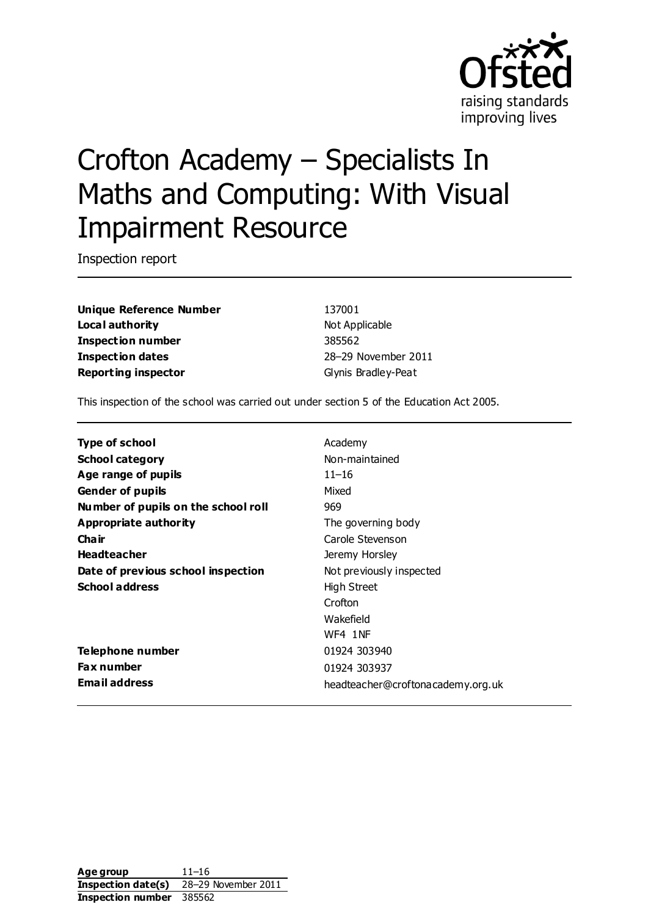# Crofton Academy – Specialists In Maths and Computing: With Visual Impairment Resource

Inspection report

| | |
|---|---|
| **Unique Reference Number** | 137001 |
| **Local authority** | Not Applicable |
| **Inspection number** | 385562 |
| **Inspection dates** | 28–29 November 2011 |
| **Reporting inspector** | Glynis Bradley-Peat |

This inspection of the school was carried out under section 5 of the Education Act 2005.

| | |
|---|---|
| **Type of school** | Academy |
| **School category** | Non-maintained |
| **Age range of pupils** | 11–16 |
| **Gender of pupils** | Mixed |
| **Number of pupils on the school roll** | 969 |
| **Appropriate authority** | The governing body |
| **Chair** | Carole Stevenson |
| **Headteacher** | Jeremy Horsley |
| **Date of previous school inspection** | Not previously inspected |
| **School address** | High Street<br>Crofton<br>Wakefield<br>WF4 1NF |
| **Telephone number** | 01924 303940 |
| **Fax number** | 01924 303937 |
| **Email address** | headteacher@croftonacademy.org.uk |

| | |
|---|---|
| **Age group** | 11–16 |
| **Inspection date(s)** | 28–29 November 2011 |
| **Inspection number** | 385562 |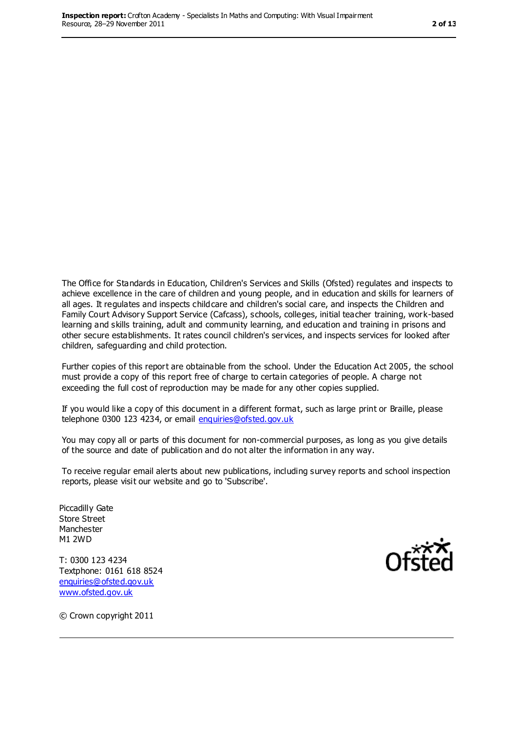The Office for Standards in Education, Children's Services and Skills (Ofsted) regulates and inspects to achieve excellence in the care of children and young people, and in education and skills for learners of all ages. It regulates and inspects childcare and children's social care, and inspects the Children and Family Court Advisory Support Service (Cafcass), schools, colleges, initial teacher training, work-based learning and skills training, adult and community learning, and education and training in prisons and other secure establishments. It rates council children's services, and inspects services for looked after children, safeguarding and child protection.

Further copies of this report are obtainable from the school. Under the Education Act 2005, the school must provide a copy of this report free of charge to certain categories of people. A charge not exceeding the full cost of reproduction may be made for any other copies supplied.

If you would like a copy of this document in a different format, such as large print or Braille, please telephone 0300 123 4234, or email enquiries@ofsted.gov.uk

You may copy all or parts of this document for non-commercial purposes, as long as you give details of the source and date of publication and do not alter the information in any way.

To receive regular email alerts about new publications, including survey reports and school inspection reports, please visit our website and go to 'Subscribe'.

Piccadilly Gate
Store Street
Manchester
M1 2WD

T: 0300 123 4234
Textphone: 0161 618 8524
enquiries@ofsted.gov.uk
www.ofsted.gov.uk

© Crown copyright 2011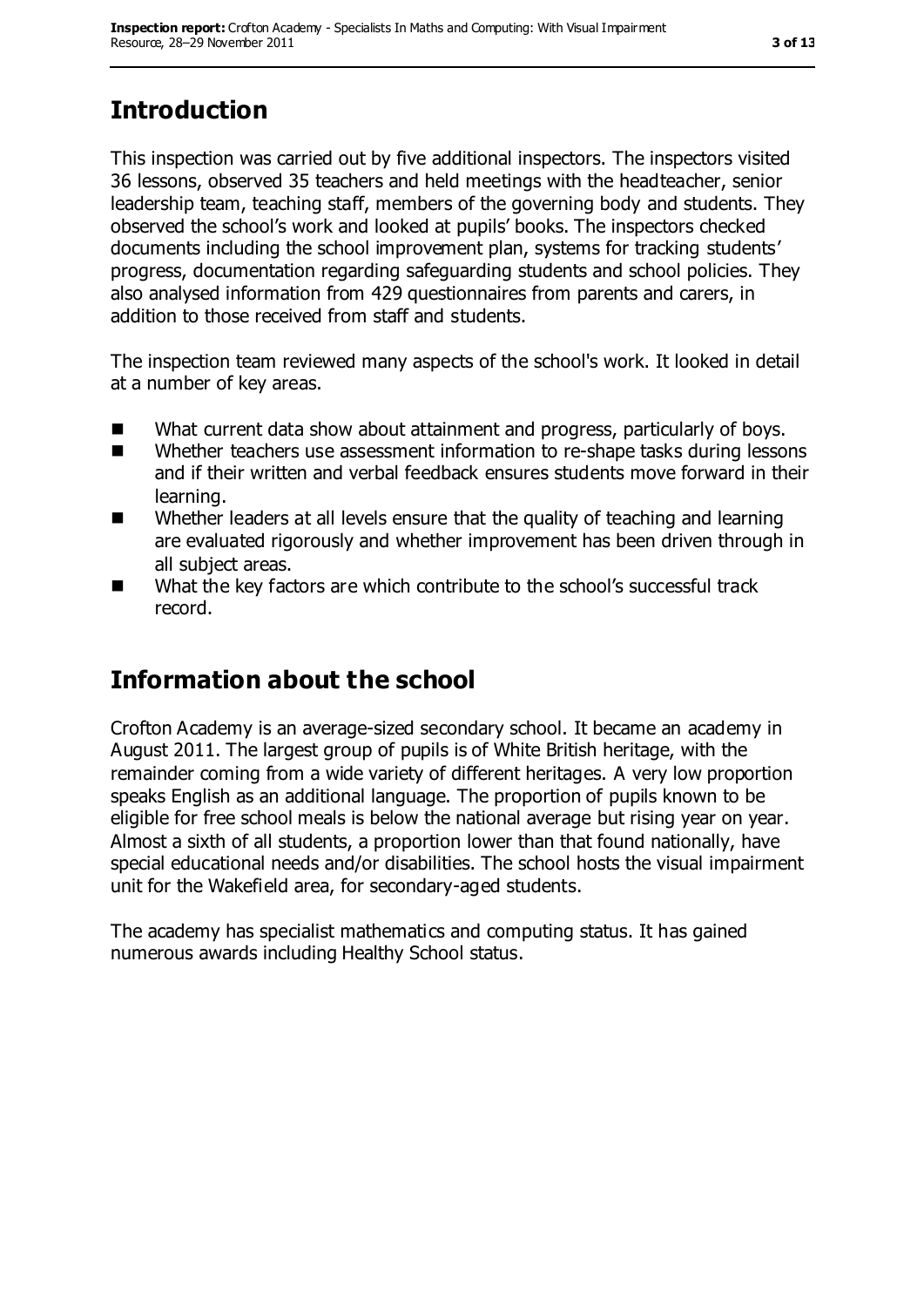## Introduction

This inspection was carried out by five additional inspectors. The inspectors visited 36 lessons, observed 35 teachers and held meetings with the headteacher, senior leadership team, teaching staff, members of the governing body and students. They observed the school's work and looked at pupils' books. The inspectors checked documents including the school improvement plan, systems for tracking students' progress, documentation regarding safeguarding students and school policies. They also analysed information from 429 questionnaires from parents and carers, in addition to those received from staff and students.

The inspection team reviewed many aspects of the school's work. It looked in detail at a number of key areas.

- What current data show about attainment and progress, particularly of boys.
- Whether teachers use assessment information to re-shape tasks during lessons and if their written and verbal feedback ensures students move forward in their learning.
- Whether leaders at all levels ensure that the quality of teaching and learning are evaluated rigorously and whether improvement has been driven through in all subject areas.
- What the key factors are which contribute to the school's successful track record.

## Information about the school

Crofton Academy is an average-sized secondary school. It became an academy in August 2011. The largest group of pupils is of White British heritage, with the remainder coming from a wide variety of different heritages. A very low proportion speaks English as an additional language. The proportion of pupils known to be eligible for free school meals is below the national average but rising year on year. Almost a sixth of all students, a proportion lower than that found nationally, have special educational needs and/or disabilities. The school hosts the visual impairment unit for the Wakefield area, for secondary-aged students.

The academy has specialist mathematics and computing status. It has gained numerous awards including Healthy School status.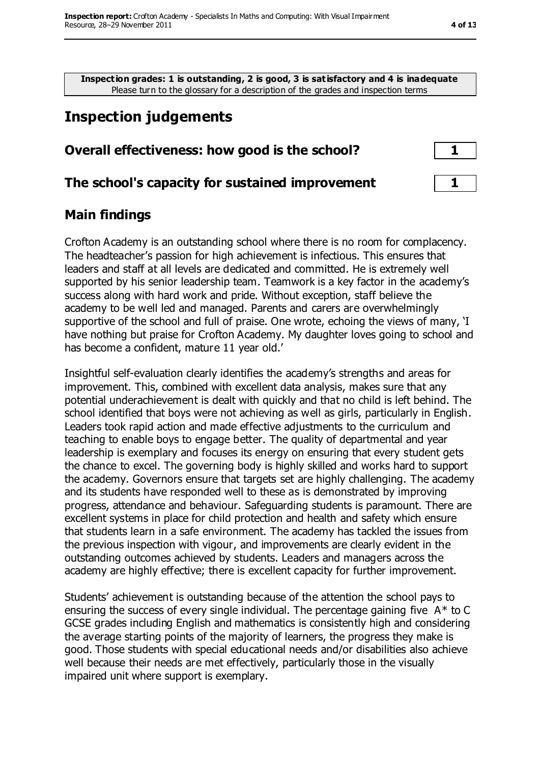**Inspection grades: 1 is outstanding, 2 is good, 3 is satisfactory and 4 is inadequate**
Please turn to the glossary for a description of the grades and inspection terms

# Inspection judgements

| | |
|---|---|
| **Overall effectiveness: how good is the school?** | **1** |
| **The school's capacity for sustained improvement** | **1** |

## Main findings

Crofton Academy is an outstanding school where there is no room for complacency. The headteacher's passion for high achievement is infectious. This ensures that leaders and staff at all levels are dedicated and committed. He is extremely well supported by his senior leadership team. Teamwork is a key factor in the academy's success along with hard work and pride. Without exception, staff believe the academy to be well led and managed. Parents and carers are overwhelmingly supportive of the school and full of praise. One wrote, echoing the views of many, 'I have nothing but praise for Crofton Academy. My daughter loves going to school and has become a confident, mature 11 year old.'

Insightful self-evaluation clearly identifies the academy's strengths and areas for improvement. This, combined with excellent data analysis, makes sure that any potential underachievement is dealt with quickly and that no child is left behind. The school identified that boys were not achieving as well as girls, particularly in English. Leaders took rapid action and made effective adjustments to the curriculum and teaching to enable boys to engage better. The quality of departmental and year leadership is exemplary and focuses its energy on ensuring that every student gets the chance to excel. The governing body is highly skilled and works hard to support the academy. Governors ensure that targets set are highly challenging. The academy and its students have responded well to these as is demonstrated by improving progress, attendance and behaviour. Safeguarding students is paramount. There are excellent systems in place for child protection and health and safety which ensure that students learn in a safe environment. The academy has tackled the issues from the previous inspection with vigour, and improvements are clearly evident in the outstanding outcomes achieved by students. Leaders and managers across the academy are highly effective; there is excellent capacity for further improvement.

Students' achievement is outstanding because of the attention the school pays to ensuring the success of every single individual. The percentage gaining five A* to C GCSE grades including English and mathematics is consistently high and considering the average starting points of the majority of learners, the progress they make is good. Those students with special educational needs and/or disabilities also achieve well because their needs are met effectively, particularly those in the visually impaired unit where support is exemplary.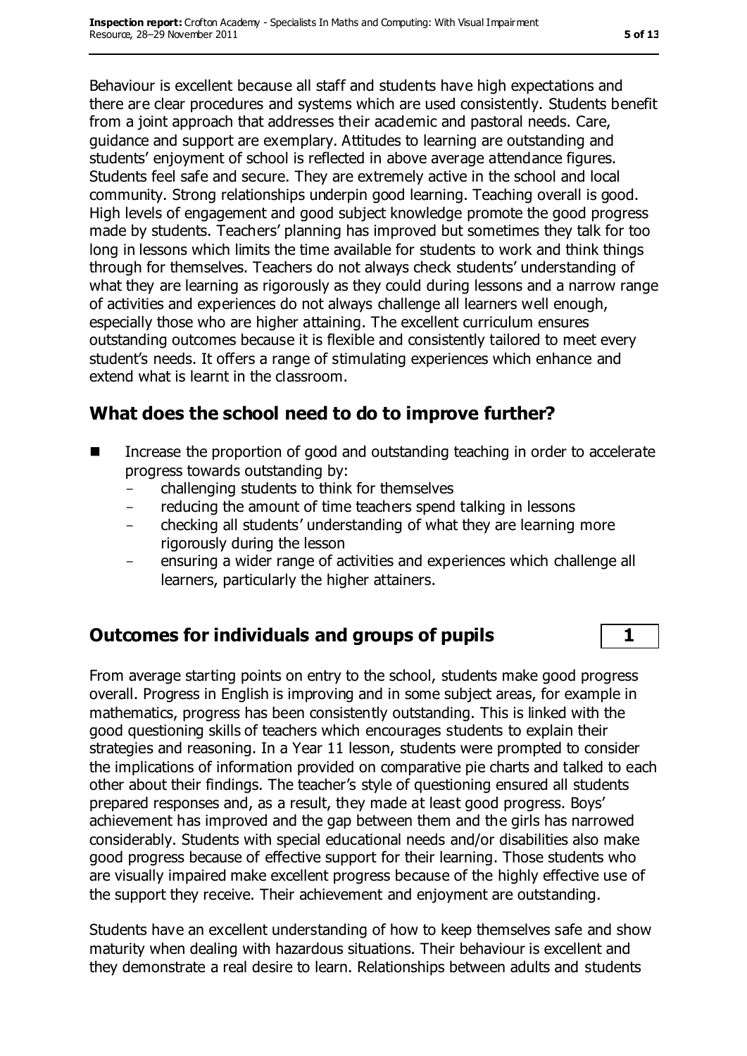Behaviour is excellent because all staff and students have high expectations and there are clear procedures and systems which are used consistently. Students benefit from a joint approach that addresses their academic and pastoral needs. Care, guidance and support are exemplary. Attitudes to learning are outstanding and students' enjoyment of school is reflected in above average attendance figures. Students feel safe and secure. They are extremely active in the school and local community. Strong relationships underpin good learning. Teaching overall is good. High levels of engagement and good subject knowledge promote the good progress made by students. Teachers' planning has improved but sometimes they talk for too long in lessons which limits the time available for students to work and think things through for themselves. Teachers do not always check students' understanding of what they are learning as rigorously as they could during lessons and a narrow range of activities and experiences do not always challenge all learners well enough, especially those who are higher attaining. The excellent curriculum ensures outstanding outcomes because it is flexible and consistently tailored to meet every student's needs. It offers a range of stimulating experiences which enhance and extend what is learnt in the classroom.

## What does the school need to do to improve further?

- Increase the proportion of good and outstanding teaching in order to accelerate progress towards outstanding by:
  - challenging students to think for themselves
  - reducing the amount of time teachers spend talking in lessons
  - checking all students' understanding of what they are learning more rigorously during the lesson
  - ensuring a wider range of activities and experiences which challenge all learners, particularly the higher attainers.

## Outcomes for individuals and groups of pupils | 1

From average starting points on entry to the school, students make good progress overall. Progress in English is improving and in some subject areas, for example in mathematics, progress has been consistently outstanding. This is linked with the good questioning skills of teachers which encourages students to explain their strategies and reasoning. In a Year 11 lesson, students were prompted to consider the implications of information provided on comparative pie charts and talked to each other about their findings. The teacher's style of questioning ensured all students prepared responses and, as a result, they made at least good progress. Boys' achievement has improved and the gap between them and the girls has narrowed considerably. Students with special educational needs and/or disabilities also make good progress because of effective support for their learning. Those students who are visually impaired make excellent progress because of the highly effective use of the support they receive. Their achievement and enjoyment are outstanding.

Students have an excellent understanding of how to keep themselves safe and show maturity when dealing with hazardous situations. Their behaviour is excellent and they demonstrate a real desire to learn. Relationships between adults and students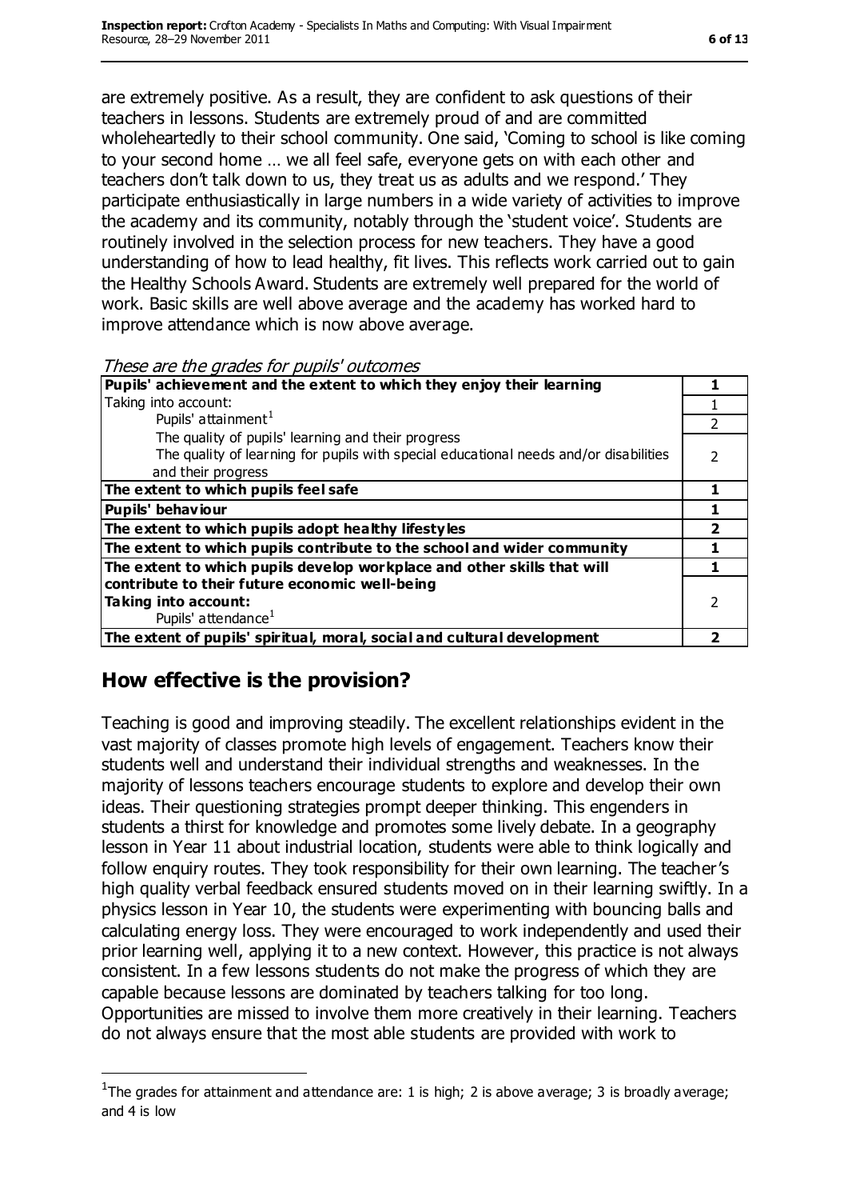are extremely positive. As a result, they are confident to ask questions of their teachers in lessons. Students are extremely proud of and are committed wholeheartedly to their school community. One said, 'Coming to school is like coming to your second home … we all feel safe, everyone gets on with each other and teachers don't talk down to us, they treat us as adults and we respond.' They participate enthusiastically in large numbers in a wide variety of activities to improve the academy and its community, notably through the 'student voice'. Students are routinely involved in the selection process for new teachers. They have a good understanding of how to lead healthy, fit lives. This reflects work carried out to gain the Healthy Schools Award. Students are extremely well prepared for the world of work. Basic skills are well above average and the academy has worked hard to improve attendance which is now above average.

*These are the grades for pupils' outcomes*

| | |
|---|---|
| **Pupils' achievement and the extent to which they enjoy their learning** | **1** |
| Taking into account:<br>Pupils' attainment[1] | 1 |
| The quality of pupils' learning and their progress | 2 |
| The quality of learning for pupils with special educational needs and/or disabilities and their progress | 2 |
| **The extent to which pupils feel safe** | **1** |
| **Pupils' behaviour** | **1** |
| **The extent to which pupils adopt healthy lifestyles** | **2** |
| **The extent to which pupils contribute to the school and wider community** | **1** |
| **The extent to which pupils develop workplace and other skills that will contribute to their future economic well-being** | **1** |
| **Taking into account:**<br>Pupils' attendance[1] | 2 |
| **The extent of pupils' spiritual, moral, social and cultural development** | **2** |

## How effective is the provision?

Teaching is good and improving steadily. The excellent relationships evident in the vast majority of classes promote high levels of engagement. Teachers know their students well and understand their individual strengths and weaknesses. In the majority of lessons teachers encourage students to explore and develop their own ideas. Their questioning strategies prompt deeper thinking. This engenders in students a thirst for knowledge and promotes some lively debate. In a geography lesson in Year 11 about industrial location, students were able to think logically and follow enquiry routes. They took responsibility for their own learning. The teacher's high quality verbal feedback ensured students moved on in their learning swiftly. In a physics lesson in Year 10, the students were experimenting with bouncing balls and calculating energy loss. They were encouraged to work independently and used their prior learning well, applying it to a new context. However, this practice is not always consistent. In a few lessons students do not make the progress of which they are capable because lessons are dominated by teachers talking for too long. Opportunities are missed to involve them more creatively in their learning. Teachers do not always ensure that the most able students are provided with work to

[1] The grades for attainment and attendance are: 1 is high; 2 is above average; 3 is broadly average; and 4 is low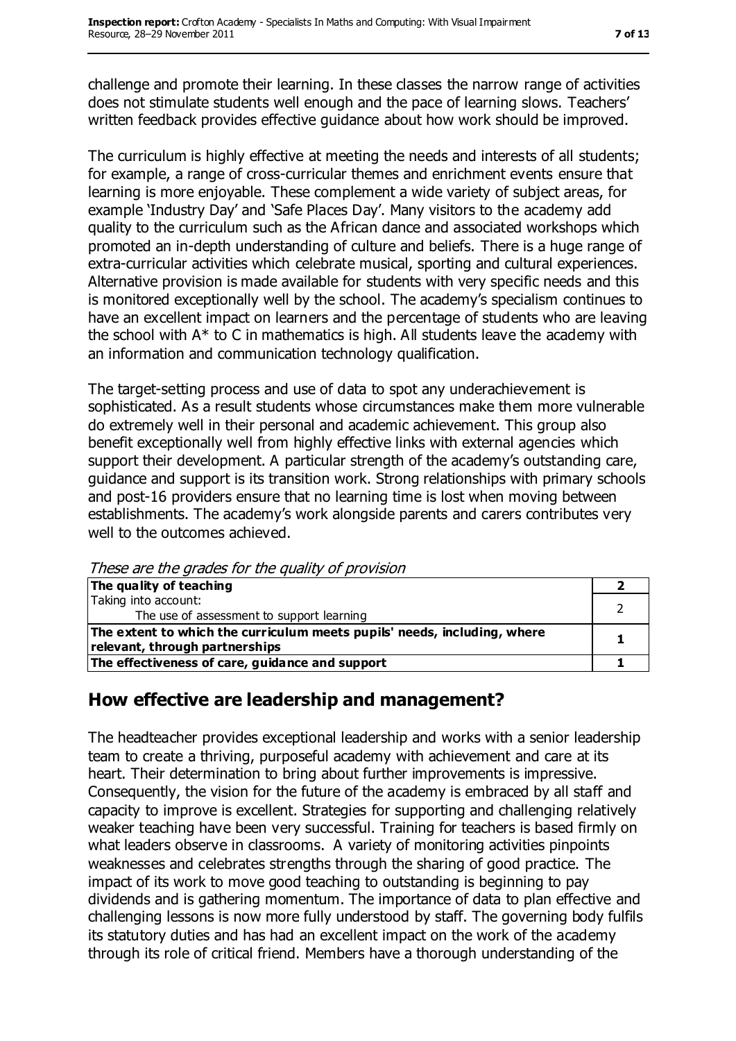challenge and promote their learning. In these classes the narrow range of activities does not stimulate students well enough and the pace of learning slows. Teachers' written feedback provides effective guidance about how work should be improved.

The curriculum is highly effective at meeting the needs and interests of all students; for example, a range of cross-curricular themes and enrichment events ensure that learning is more enjoyable. These complement a wide variety of subject areas, for example 'Industry Day' and 'Safe Places Day'. Many visitors to the academy add quality to the curriculum such as the African dance and associated workshops which promoted an in-depth understanding of culture and beliefs. There is a huge range of extra-curricular activities which celebrate musical, sporting and cultural experiences. Alternative provision is made available for students with very specific needs and this is monitored exceptionally well by the school. The academy's specialism continues to have an excellent impact on learners and the percentage of students who are leaving the school with A* to C in mathematics is high. All students leave the academy with an information and communication technology qualification.

The target-setting process and use of data to spot any underachievement is sophisticated. As a result students whose circumstances make them more vulnerable do extremely well in their personal and academic achievement. This group also benefit exceptionally well from highly effective links with external agencies which support their development. A particular strength of the academy's outstanding care, guidance and support is its transition work. Strong relationships with primary schools and post-16 providers ensure that no learning time is lost when moving between establishments. The academy's work alongside parents and carers contributes very well to the outcomes achieved.

*These are the grades for the quality of provision*

| | |
|---|---|
| **The quality of teaching** | **2** |
| Taking into account: The use of assessment to support learning | 2 |
| **The extent to which the curriculum meets pupils' needs, including, where relevant, through partnerships** | **1** |
| **The effectiveness of care, guidance and support** | **1** |

## How effective are leadership and management?

The headteacher provides exceptional leadership and works with a senior leadership team to create a thriving, purposeful academy with achievement and care at its heart. Their determination to bring about further improvements is impressive. Consequently, the vision for the future of the academy is embraced by all staff and capacity to improve is excellent. Strategies for supporting and challenging relatively weaker teaching have been very successful. Training for teachers is based firmly on what leaders observe in classrooms. A variety of monitoring activities pinpoints weaknesses and celebrates strengths through the sharing of good practice. The impact of its work to move good teaching to outstanding is beginning to pay dividends and is gathering momentum. The importance of data to plan effective and challenging lessons is now more fully understood by staff. The governing body fulfils its statutory duties and has had an excellent impact on the work of the academy through its role of critical friend. Members have a thorough understanding of the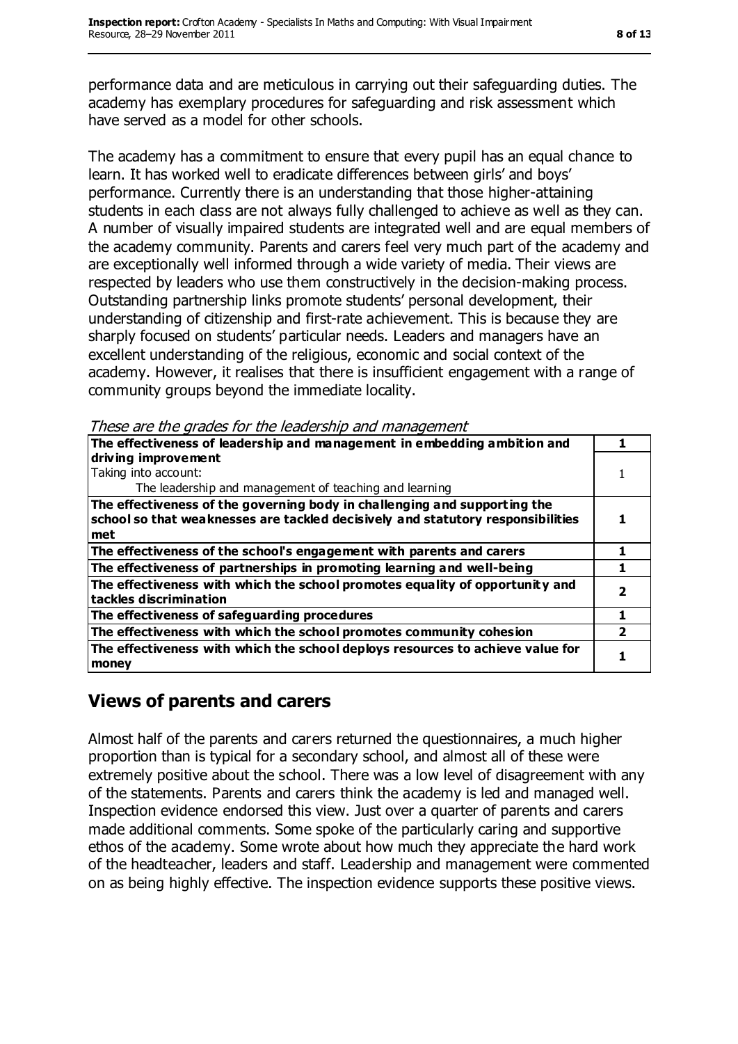performance data and are meticulous in carrying out their safeguarding duties. The academy has exemplary procedures for safeguarding and risk assessment which have served as a model for other schools.

The academy has a commitment to ensure that every pupil has an equal chance to learn. It has worked well to eradicate differences between girls' and boys' performance. Currently there is an understanding that those higher-attaining students in each class are not always fully challenged to achieve as well as they can. A number of visually impaired students are integrated well and are equal members of the academy community. Parents and carers feel very much part of the academy and are exceptionally well informed through a wide variety of media. Their views are respected by leaders who use them constructively in the decision-making process. Outstanding partnership links promote students' personal development, their understanding of citizenship and first-rate achievement. This is because they are sharply focused on students' particular needs. Leaders and managers have an excellent understanding of the religious, economic and social context of the academy. However, it realises that there is insufficient engagement with a range of community groups beyond the immediate locality.

*These are the grades for the leadership and management*

| | |
|---|---|
| **The effectiveness of leadership and management in embedding ambition and driving improvement** | **1** |
| Taking into account: The leadership and management of teaching and learning | 1 |
| **The effectiveness of the governing body in challenging and supporting the school so that weaknesses are tackled decisively and statutory responsibilities met** | **1** |
| **The effectiveness of the school's engagement with parents and carers** | **1** |
| **The effectiveness of partnerships in promoting learning and well-being** | **1** |
| **The effectiveness with which the school promotes equality of opportunity and tackles discrimination** | **2** |
| **The effectiveness of safeguarding procedures** | **1** |
| **The effectiveness with which the school promotes community cohesion** | **2** |
| **The effectiveness with which the school deploys resources to achieve value for money** | **1** |

## Views of parents and carers

Almost half of the parents and carers returned the questionnaires, a much higher proportion than is typical for a secondary school, and almost all of these were extremely positive about the school. There was a low level of disagreement with any of the statements. Parents and carers think the academy is led and managed well. Inspection evidence endorsed this view. Just over a quarter of parents and carers made additional comments. Some spoke of the particularly caring and supportive ethos of the academy. Some wrote about how much they appreciate the hard work of the headteacher, leaders and staff. Leadership and management were commented on as being highly effective. The inspection evidence supports these positive views.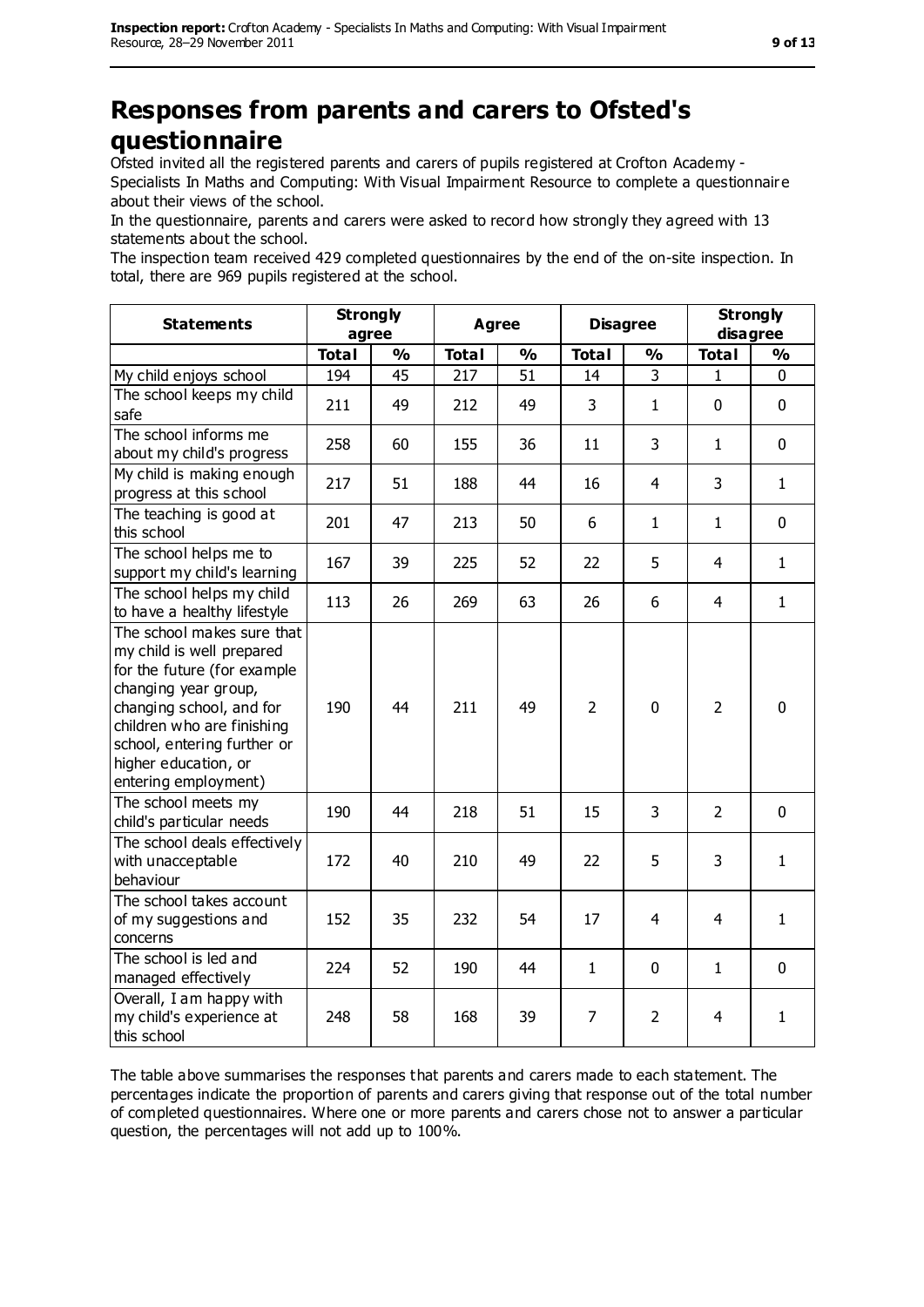# Responses from parents and carers to Ofsted's questionnaire

Ofsted invited all the registered parents and carers of pupils registered at Crofton Academy - Specialists In Maths and Computing: With Visual Impairment Resource to complete a questionnaire about their views of the school.

In the questionnaire, parents and carers were asked to record how strongly they agreed with 13 statements about the school.

The inspection team received 429 completed questionnaires by the end of the on-site inspection. In total, there are 969 pupils registered at the school.

| Statements | Strongly agree | | Agree | | Disagree | | Strongly disagree | |
|---|---|---|---|---|---|---|---|---|
| | Total | % | Total | % | Total | % | Total | % |
| My child enjoys school | 194 | 45 | 217 | 51 | 14 | 3 | 1 | 0 |
| The school keeps my child safe | 211 | 49 | 212 | 49 | 3 | 1 | 0 | 0 |
| The school informs me about my child's progress | 258 | 60 | 155 | 36 | 11 | 3 | 1 | 0 |
| My child is making enough progress at this school | 217 | 51 | 188 | 44 | 16 | 4 | 3 | 1 |
| The teaching is good at this school | 201 | 47 | 213 | 50 | 6 | 1 | 1 | 0 |
| The school helps me to support my child's learning | 167 | 39 | 225 | 52 | 22 | 5 | 4 | 1 |
| The school helps my child to have a healthy lifestyle | 113 | 26 | 269 | 63 | 26 | 6 | 4 | 1 |
| The school makes sure that my child is well prepared for the future (for example changing year group, changing school, and for children who are finishing school, entering further or higher education, or entering employment) | 190 | 44 | 211 | 49 | 2 | 0 | 2 | 0 |
| The school meets my child's particular needs | 190 | 44 | 218 | 51 | 15 | 3 | 2 | 0 |
| The school deals effectively with unacceptable behaviour | 172 | 40 | 210 | 49 | 22 | 5 | 3 | 1 |
| The school takes account of my suggestions and concerns | 152 | 35 | 232 | 54 | 17 | 4 | 4 | 1 |
| The school is led and managed effectively | 224 | 52 | 190 | 44 | 1 | 0 | 1 | 0 |
| Overall, I am happy with my child's experience at this school | 248 | 58 | 168 | 39 | 7 | 2 | 4 | 1 |

The table above summarises the responses that parents and carers made to each statement. The percentages indicate the proportion of parents and carers giving that response out of the total number of completed questionnaires. Where one or more parents and carers chose not to answer a particular question, the percentages will not add up to 100%.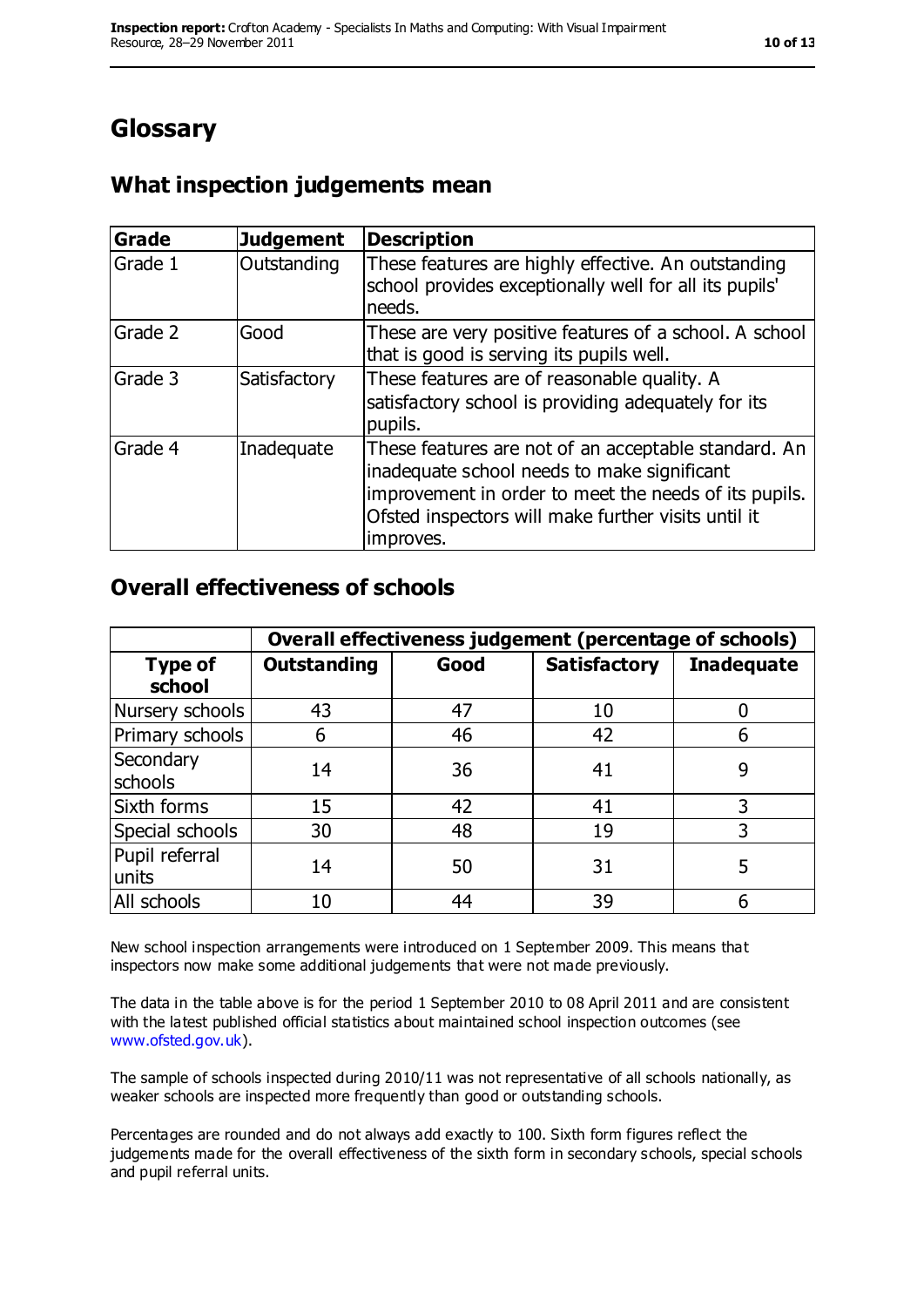# Glossary

## What inspection judgements mean

| Grade | Judgement | Description |
|---|---|---|
| Grade 1 | Outstanding | These features are highly effective. An outstanding school provides exceptionally well for all its pupils' needs. |
| Grade 2 | Good | These are very positive features of a school. A school that is good is serving its pupils well. |
| Grade 3 | Satisfactory | These features are of reasonable quality. A satisfactory school is providing adequately for its pupils. |
| Grade 4 | Inadequate | These features are not of an acceptable standard. An inadequate school needs to make significant improvement in order to meet the needs of its pupils. Ofsted inspectors will make further visits until it improves. |

## Overall effectiveness of schools

| | Overall effectiveness judgement (percentage of schools) | | | |
|---|---|---|---|---|
| **Type of school** | **Outstanding** | **Good** | **Satisfactory** | **Inadequate** |
| Nursery schools | 43 | 47 | 10 | 0 |
| Primary schools | 6 | 46 | 42 | 6 |
| Secondary schools | 14 | 36 | 41 | 9 |
| Sixth forms | 15 | 42 | 41 | 3 |
| Special schools | 30 | 48 | 19 | 3 |
| Pupil referral units | 14 | 50 | 31 | 5 |
| All schools | 10 | 44 | 39 | 6 |

New school inspection arrangements were introduced on 1 September 2009. This means that inspectors now make some additional judgements that were not made previously.

The data in the table above is for the period 1 September 2010 to 08 April 2011 and are consistent with the latest published official statistics about maintained school inspection outcomes (see www.ofsted.gov.uk).

The sample of schools inspected during 2010/11 was not representative of all schools nationally, as weaker schools are inspected more frequently than good or outstanding schools.

Percentages are rounded and do not always add exactly to 100. Sixth form figures reflect the judgements made for the overall effectiveness of the sixth form in secondary schools, special schools and pupil referral units.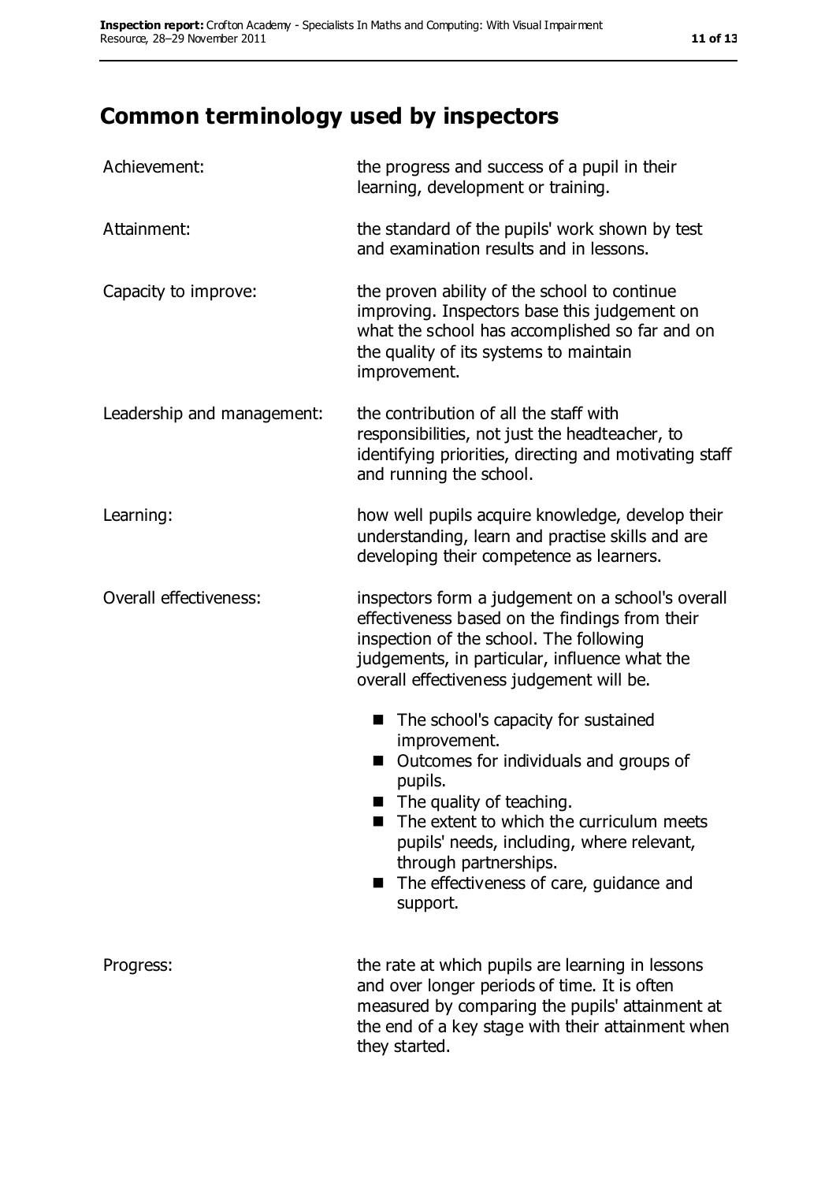## Common terminology used by inspectors

| | |
|---|---|
| Achievement: | the progress and success of a pupil in their learning, development or training. |
| Attainment: | the standard of the pupils' work shown by test and examination results and in lessons. |
| Capacity to improve: | the proven ability of the school to continue improving. Inspectors base this judgement on what the school has accomplished so far and on the quality of its systems to maintain improvement. |
| Leadership and management: | the contribution of all the staff with responsibilities, not just the headteacher, to identifying priorities, directing and motivating staff and running the school. |
| Learning: | how well pupils acquire knowledge, develop their understanding, learn and practise skills and are developing their competence as learners. |
| Overall effectiveness: | inspectors form a judgement on a school's overall effectiveness based on the findings from their inspection of the school. The following judgements, in particular, influence what the overall effectiveness judgement will be.<br>■ The school's capacity for sustained improvement.<br>■ Outcomes for individuals and groups of pupils.<br>■ The quality of teaching.<br>■ The extent to which the curriculum meets pupils' needs, including, where relevant, through partnerships.<br>■ The effectiveness of care, guidance and support. |
| Progress: | the rate at which pupils are learning in lessons and over longer periods of time. It is often measured by comparing the pupils' attainment at the end of a key stage with their attainment when they started. |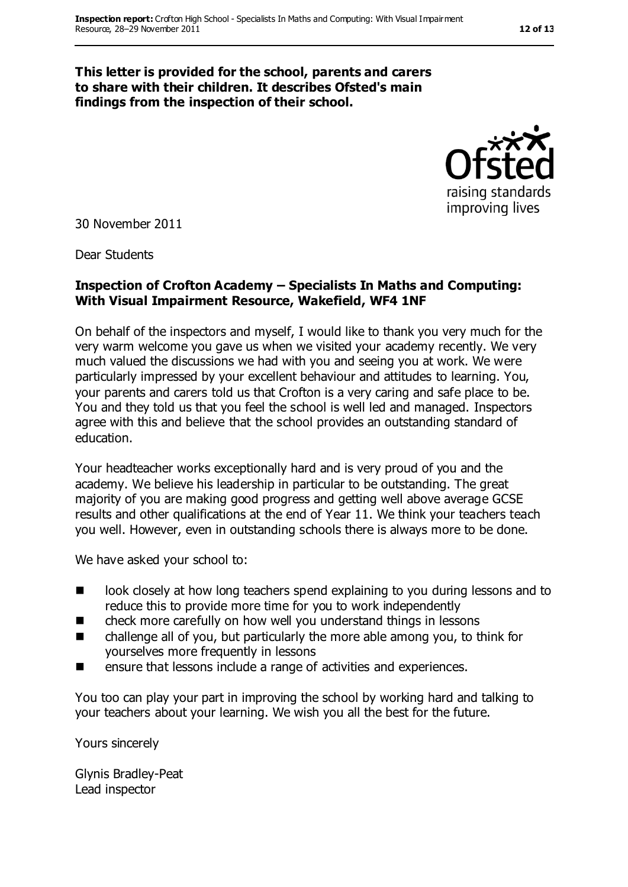**This letter is provided for the school, parents and carers to share with their children. It describes Ofsted's main findings from the inspection of their school.**

30 November 2011

Dear Students

**Inspection of Crofton Academy – Specialists In Maths and Computing: With Visual Impairment Resource, Wakefield, WF4 1NF**

On behalf of the inspectors and myself, I would like to thank you very much for the very warm welcome you gave us when we visited your academy recently. We very much valued the discussions we had with you and seeing you at work. We were particularly impressed by your excellent behaviour and attitudes to learning. You, your parents and carers told us that Crofton is a very caring and safe place to be. You and they told us that you feel the school is well led and managed. Inspectors agree with this and believe that the school provides an outstanding standard of education.

Your headteacher works exceptionally hard and is very proud of you and the academy. We believe his leadership in particular to be outstanding. The great majority of you are making good progress and getting well above average GCSE results and other qualifications at the end of Year 11. We think your teachers teach you well. However, even in outstanding schools there is always more to be done.

We have asked your school to:

- look closely at how long teachers spend explaining to you during lessons and to reduce this to provide more time for you to work independently
- check more carefully on how well you understand things in lessons
- challenge all of you, but particularly the more able among you, to think for yourselves more frequently in lessons
- ensure that lessons include a range of activities and experiences.

You too can play your part in improving the school by working hard and talking to your teachers about your learning. We wish you all the best for the future.

Yours sincerely

Glynis Bradley-Peat
Lead inspector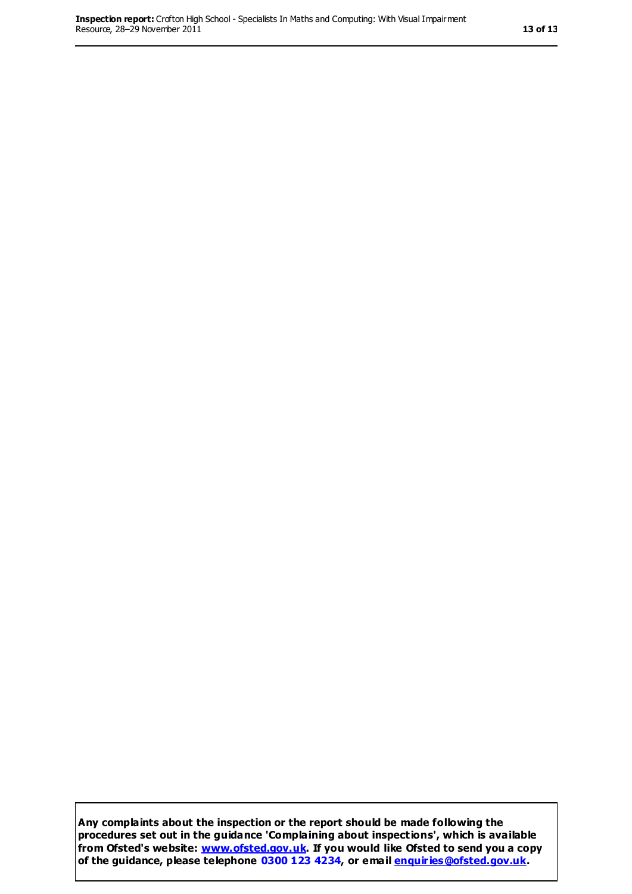**Any complaints about the inspection or the report should be made following the procedures set out in the guidance 'Complaining about inspections', which is available from Ofsted's website: [www.ofsted.gov.uk](http://www.ofsted.gov.uk). If you would like Ofsted to send you a copy of the guidance, please telephone 0300 123 4234, or email [enquiries@ofsted.gov.uk](mailto:enquiries@ofsted.gov.uk).**